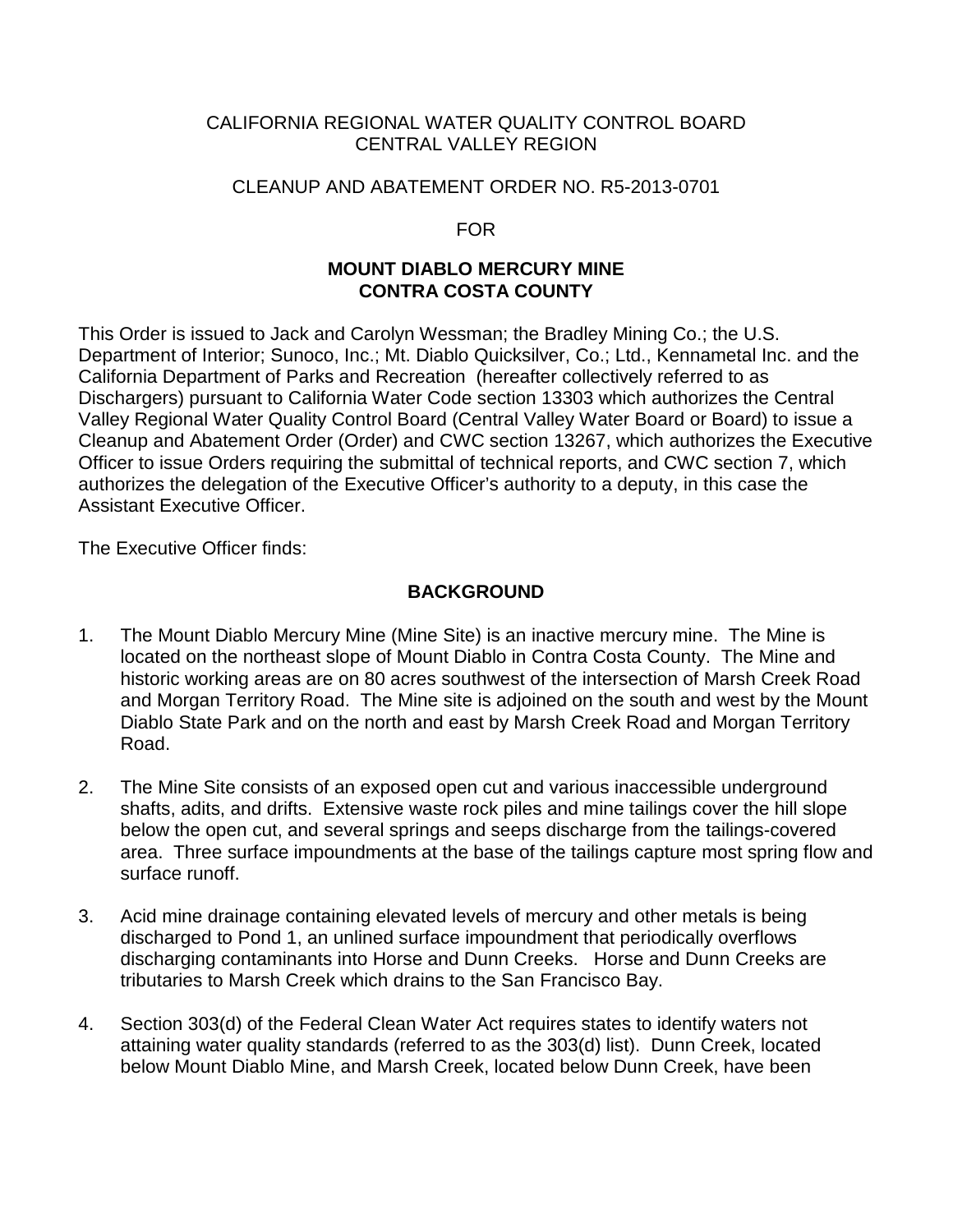CALIFORNIA REGIONAL WATER QUALITY CONTROL BOARD
CENTRAL VALLEY REGION

CLEANUP AND ABATEMENT ORDER NO. R5-2013-0701

FOR

**MOUNT DIABLO MERCURY MINE**
**CONTRA COSTA COUNTY**

This Order is issued to Jack and Carolyn Wessman; the Bradley Mining Co.; the U.S. Department of Interior; Sunoco, Inc.; Mt. Diablo Quicksilver, Co.; Ltd., Kennametal Inc. and the California Department of Parks and Recreation (hereafter collectively referred to as Dischargers) pursuant to California Water Code section 13303 which authorizes the Central Valley Regional Water Quality Control Board (Central Valley Water Board or Board) to issue a Cleanup and Abatement Order (Order) and CWC section 13267, which authorizes the Executive Officer to issue Orders requiring the submittal of technical reports, and CWC section 7, which authorizes the delegation of the Executive Officer's authority to a deputy, in this case the Assistant Executive Officer.

The Executive Officer finds:

## BACKGROUND

1. The Mount Diablo Mercury Mine (Mine Site) is an inactive mercury mine. The Mine is located on the northeast slope of Mount Diablo in Contra Costa County. The Mine and historic working areas are on 80 acres southwest of the intersection of Marsh Creek Road and Morgan Territory Road. The Mine site is adjoined on the south and west by the Mount Diablo State Park and on the north and east by Marsh Creek Road and Morgan Territory Road.

2. The Mine Site consists of an exposed open cut and various inaccessible underground shafts, adits, and drifts. Extensive waste rock piles and mine tailings cover the hill slope below the open cut, and several springs and seeps discharge from the tailings-covered area. Three surface impoundments at the base of the tailings capture most spring flow and surface runoff.

3. Acid mine drainage containing elevated levels of mercury and other metals is being discharged to Pond 1, an unlined surface impoundment that periodically overflows discharging contaminants into Horse and Dunn Creeks. Horse and Dunn Creeks are tributaries to Marsh Creek which drains to the San Francisco Bay.

4. Section 303(d) of the Federal Clean Water Act requires states to identify waters not attaining water quality standards (referred to as the 303(d) list). Dunn Creek, located below Mount Diablo Mine, and Marsh Creek, located below Dunn Creek, have been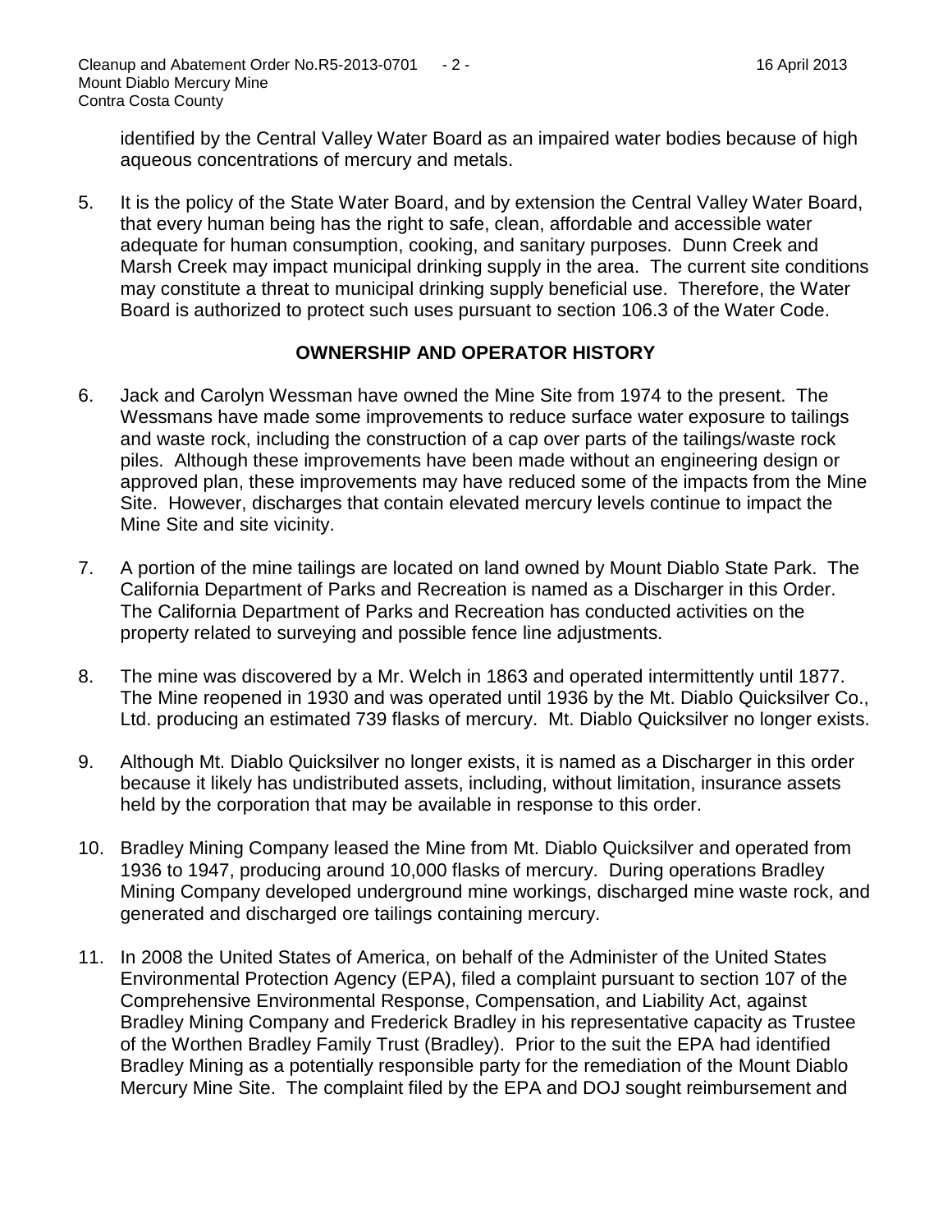identified by the Central Valley Water Board as an impaired water bodies because of high aqueous concentrations of mercury and metals.

5. It is the policy of the State Water Board, and by extension the Central Valley Water Board, that every human being has the right to safe, clean, affordable and accessible water adequate for human consumption, cooking, and sanitary purposes. Dunn Creek and Marsh Creek may impact municipal drinking supply in the area. The current site conditions may constitute a threat to municipal drinking supply beneficial use. Therefore, the Water Board is authorized to protect such uses pursuant to section 106.3 of the Water Code.

## OWNERSHIP AND OPERATOR HISTORY

6. Jack and Carolyn Wessman have owned the Mine Site from 1974 to the present. The Wessmans have made some improvements to reduce surface water exposure to tailings and waste rock, including the construction of a cap over parts of the tailings/waste rock piles. Although these improvements have been made without an engineering design or approved plan, these improvements may have reduced some of the impacts from the Mine Site. However, discharges that contain elevated mercury levels continue to impact the Mine Site and site vicinity.

7. A portion of the mine tailings are located on land owned by Mount Diablo State Park. The California Department of Parks and Recreation is named as a Discharger in this Order. The California Department of Parks and Recreation has conducted activities on the property related to surveying and possible fence line adjustments.

8. The mine was discovered by a Mr. Welch in 1863 and operated intermittently until 1877. The Mine reopened in 1930 and was operated until 1936 by the Mt. Diablo Quicksilver Co., Ltd. producing an estimated 739 flasks of mercury. Mt. Diablo Quicksilver no longer exists.

9. Although Mt. Diablo Quicksilver no longer exists, it is named as a Discharger in this order because it likely has undistributed assets, including, without limitation, insurance assets held by the corporation that may be available in response to this order.

10. Bradley Mining Company leased the Mine from Mt. Diablo Quicksilver and operated from 1936 to 1947, producing around 10,000 flasks of mercury. During operations Bradley Mining Company developed underground mine workings, discharged mine waste rock, and generated and discharged ore tailings containing mercury.

11. In 2008 the United States of America, on behalf of the Administer of the United States Environmental Protection Agency (EPA), filed a complaint pursuant to section 107 of the Comprehensive Environmental Response, Compensation, and Liability Act, against Bradley Mining Company and Frederick Bradley in his representative capacity as Trustee of the Worthen Bradley Family Trust (Bradley). Prior to the suit the EPA had identified Bradley Mining as a potentially responsible party for the remediation of the Mount Diablo Mercury Mine Site. The complaint filed by the EPA and DOJ sought reimbursement and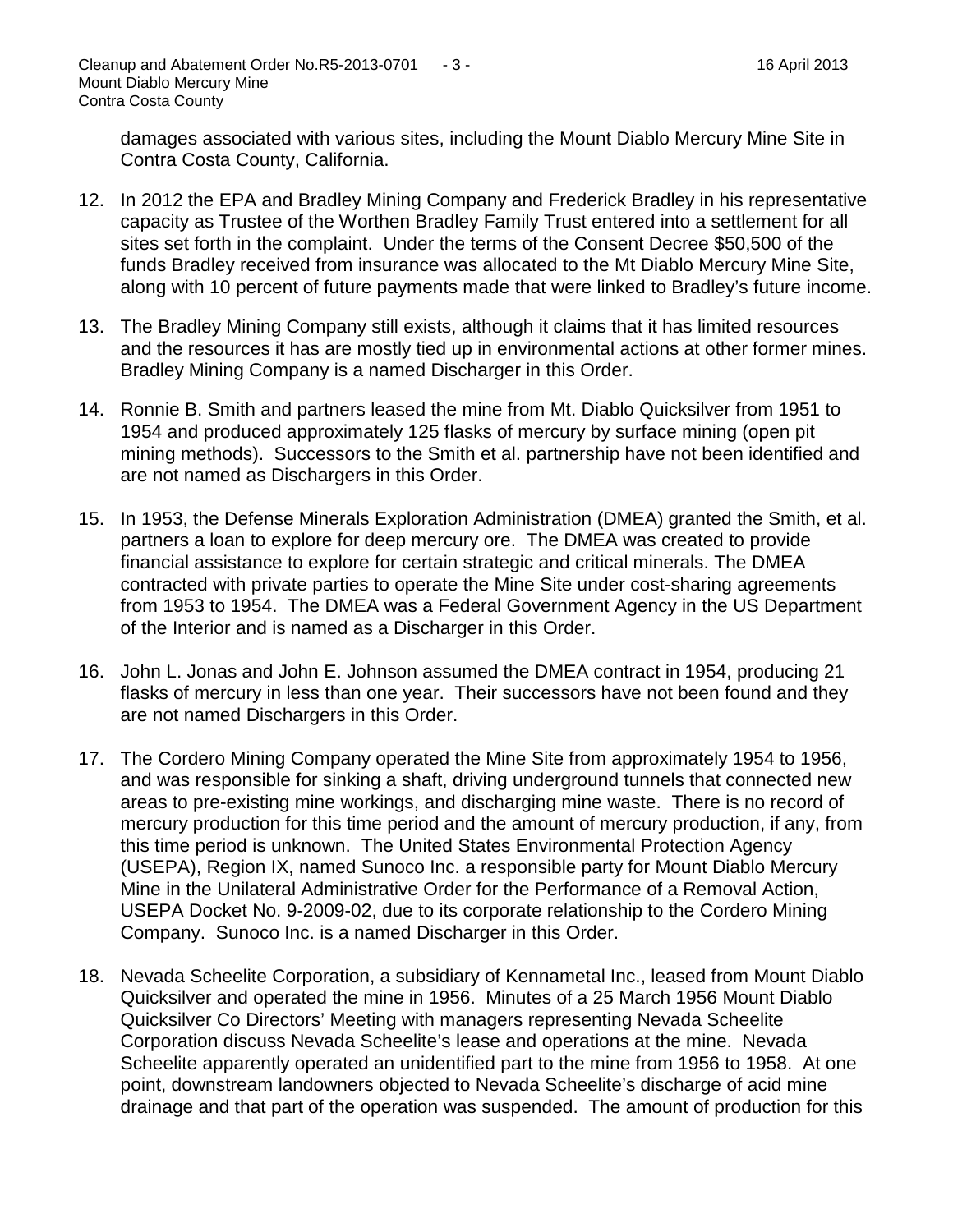damages associated with various sites, including the Mount Diablo Mercury Mine Site in Contra Costa County, California.

12. In 2012 the EPA and Bradley Mining Company and Frederick Bradley in his representative capacity as Trustee of the Worthen Bradley Family Trust entered into a settlement for all sites set forth in the complaint. Under the terms of the Consent Decree $50,500 of the funds Bradley received from insurance was allocated to the Mt Diablo Mercury Mine Site, along with 10 percent of future payments made that were linked to Bradley's future income.

13. The Bradley Mining Company still exists, although it claims that it has limited resources and the resources it has are mostly tied up in environmental actions at other former mines. Bradley Mining Company is a named Discharger in this Order.

14. Ronnie B. Smith and partners leased the mine from Mt. Diablo Quicksilver from 1951 to 1954 and produced approximately 125 flasks of mercury by surface mining (open pit mining methods). Successors to the Smith et al. partnership have not been identified and are not named as Dischargers in this Order.

15. In 1953, the Defense Minerals Exploration Administration (DMEA) granted the Smith, et al. partners a loan to explore for deep mercury ore. The DMEA was created to provide financial assistance to explore for certain strategic and critical minerals. The DMEA contracted with private parties to operate the Mine Site under cost-sharing agreements from 1953 to 1954. The DMEA was a Federal Government Agency in the US Department of the Interior and is named as a Discharger in this Order.

16. John L. Jonas and John E. Johnson assumed the DMEA contract in 1954, producing 21 flasks of mercury in less than one year. Their successors have not been found and they are not named Dischargers in this Order.

17. The Cordero Mining Company operated the Mine Site from approximately 1954 to 1956, and was responsible for sinking a shaft, driving underground tunnels that connected new areas to pre-existing mine workings, and discharging mine waste. There is no record of mercury production for this time period and the amount of mercury production, if any, from this time period is unknown. The United States Environmental Protection Agency (USEPA), Region IX, named Sunoco Inc. a responsible party for Mount Diablo Mercury Mine in the Unilateral Administrative Order for the Performance of a Removal Action, USEPA Docket No. 9-2009-02, due to its corporate relationship to the Cordero Mining Company. Sunoco Inc. is a named Discharger in this Order.

18. Nevada Scheelite Corporation, a subsidiary of Kennametal Inc., leased from Mount Diablo Quicksilver and operated the mine in 1956. Minutes of a 25 March 1956 Mount Diablo Quicksilver Co Directors' Meeting with managers representing Nevada Scheelite Corporation discuss Nevada Scheelite's lease and operations at the mine. Nevada Scheelite apparently operated an unidentified part to the mine from 1956 to 1958. At one point, downstream landowners objected to Nevada Scheelite's discharge of acid mine drainage and that part of the operation was suspended. The amount of production for this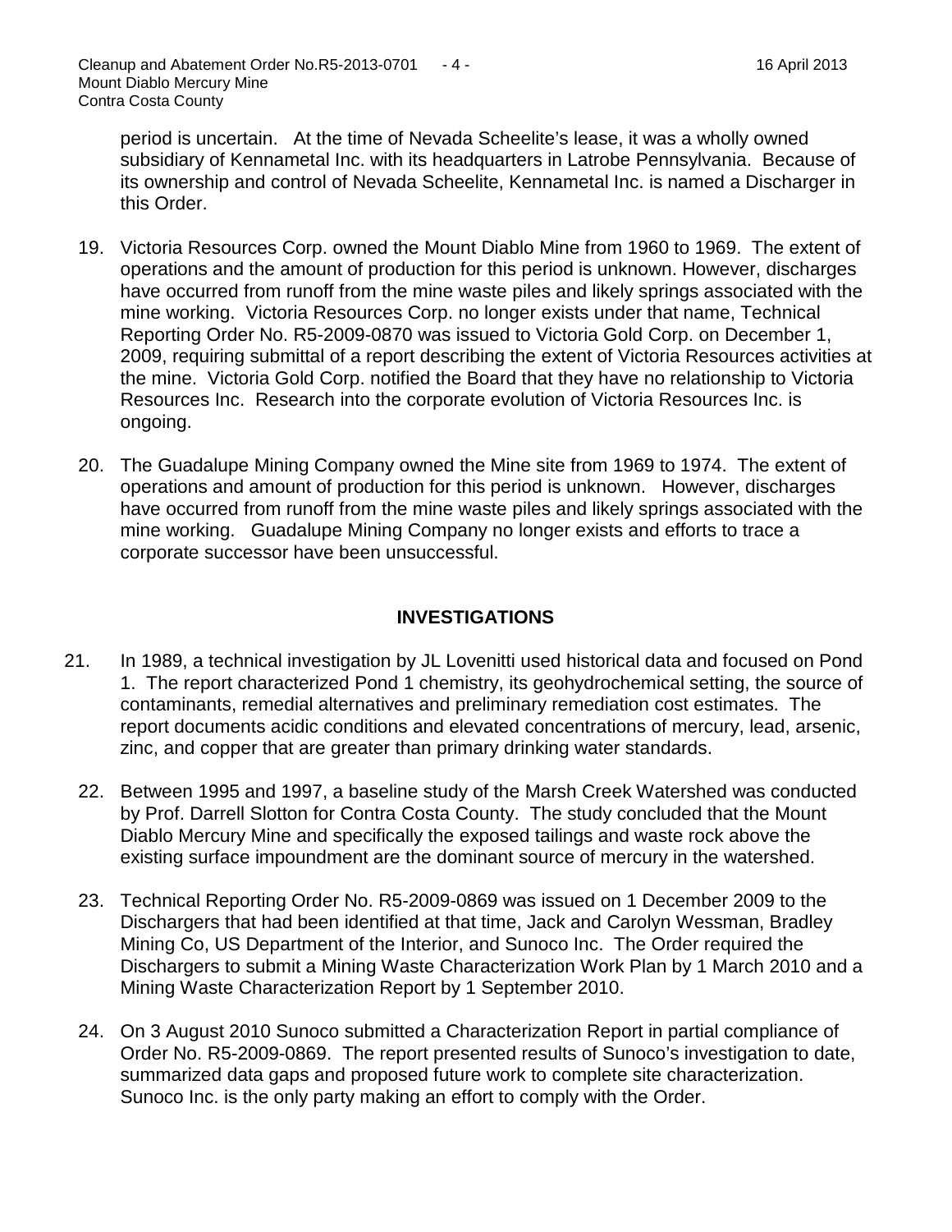period is uncertain. At the time of Nevada Scheelite's lease, it was a wholly owned subsidiary of Kennametal Inc. with its headquarters in Latrobe Pennsylvania. Because of its ownership and control of Nevada Scheelite, Kennametal Inc. is named a Discharger in this Order.

19. Victoria Resources Corp. owned the Mount Diablo Mine from 1960 to 1969. The extent of operations and the amount of production for this period is unknown. However, discharges have occurred from runoff from the mine waste piles and likely springs associated with the mine working. Victoria Resources Corp. no longer exists under that name, Technical Reporting Order No. R5-2009-0870 was issued to Victoria Gold Corp. on December 1, 2009, requiring submittal of a report describing the extent of Victoria Resources activities at the mine. Victoria Gold Corp. notified the Board that they have no relationship to Victoria Resources Inc. Research into the corporate evolution of Victoria Resources Inc. is ongoing.

20. The Guadalupe Mining Company owned the Mine site from 1969 to 1974. The extent of operations and amount of production for this period is unknown. However, discharges have occurred from runoff from the mine waste piles and likely springs associated with the mine working. Guadalupe Mining Company no longer exists and efforts to trace a corporate successor have been unsuccessful.

## INVESTIGATIONS

21. In 1989, a technical investigation by JL Lovenitti used historical data and focused on Pond 1. The report characterized Pond 1 chemistry, its geohydrochemical setting, the source of contaminants, remedial alternatives and preliminary remediation cost estimates. The report documents acidic conditions and elevated concentrations of mercury, lead, arsenic, zinc, and copper that are greater than primary drinking water standards.

22. Between 1995 and 1997, a baseline study of the Marsh Creek Watershed was conducted by Prof. Darrell Slotton for Contra Costa County. The study concluded that the Mount Diablo Mercury Mine and specifically the exposed tailings and waste rock above the existing surface impoundment are the dominant source of mercury in the watershed.

23. Technical Reporting Order No. R5-2009-0869 was issued on 1 December 2009 to the Dischargers that had been identified at that time, Jack and Carolyn Wessman, Bradley Mining Co, US Department of the Interior, and Sunoco Inc. The Order required the Dischargers to submit a Mining Waste Characterization Work Plan by 1 March 2010 and a Mining Waste Characterization Report by 1 September 2010.

24. On 3 August 2010 Sunoco submitted a Characterization Report in partial compliance of Order No. R5-2009-0869. The report presented results of Sunoco's investigation to date, summarized data gaps and proposed future work to complete site characterization. Sunoco Inc. is the only party making an effort to comply with the Order.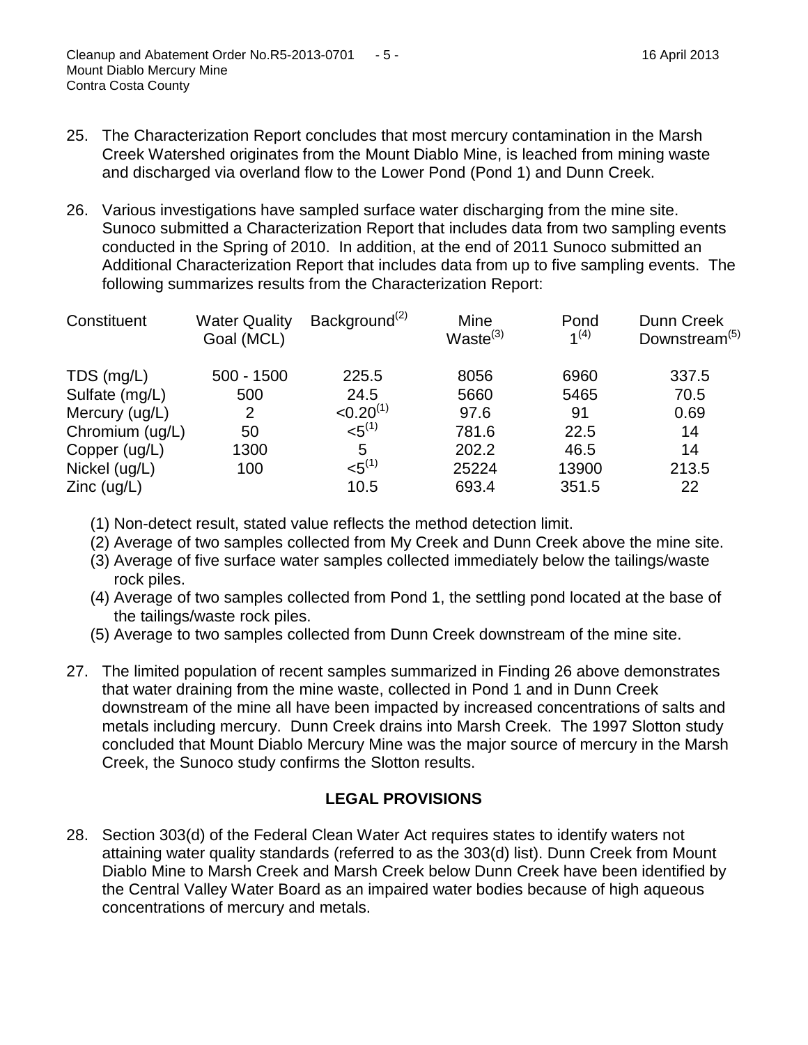25. The Characterization Report concludes that most mercury contamination in the Marsh Creek Watershed originates from the Mount Diablo Mine, is leached from mining waste and discharged via overland flow to the Lower Pond (Pond 1) and Dunn Creek.

26. Various investigations have sampled surface water discharging from the mine site. Sunoco submitted a Characterization Report that includes data from two sampling events conducted in the Spring of 2010. In addition, at the end of 2011 Sunoco submitted an Additional Characterization Report that includes data from up to five sampling events. The following summarizes results from the Characterization Report:

| Constituent | Water Quality Goal (MCL) | Background(2) | Mine Waste(3) | Pond 1(4) | Dunn Creek Downstream(5) |
|---|---|---|---|---|---|
| TDS (mg/L) | 500 - 1500 | 225.5 | 8056 | 6960 | 337.5 |
| Sulfate (mg/L) | 500 | 24.5 | 5660 | 5465 | 70.5 |
| Mercury (ug/L) | 2 | <0.20(1) | 97.6 | 91 | 0.69 |
| Chromium (ug/L) | 50 | <5(1) | 781.6 | 22.5 | 14 |
| Copper (ug/L) | 1300 | 5 | 202.2 | 46.5 | 14 |
| Nickel (ug/L) | 100 | <5(1) | 25224 | 13900 | 213.5 |
| Zinc (ug/L) | | 10.5 | 693.4 | 351.5 | 22 |

(1) Non-detect result, stated value reflects the method detection limit.
(2) Average of two samples collected from My Creek and Dunn Creek above the mine site.
(3) Average of five surface water samples collected immediately below the tailings/waste rock piles.
(4) Average of two samples collected from Pond 1, the settling pond located at the base of the tailings/waste rock piles.
(5) Average to two samples collected from Dunn Creek downstream of the mine site.

27. The limited population of recent samples summarized in Finding 26 above demonstrates that water draining from the mine waste, collected in Pond 1 and in Dunn Creek downstream of the mine all have been impacted by increased concentrations of salts and metals including mercury. Dunn Creek drains into Marsh Creek. The 1997 Slotton study concluded that Mount Diablo Mercury Mine was the major source of mercury in the Marsh Creek, the Sunoco study confirms the Slotton results.

## LEGAL PROVISIONS

28. Section 303(d) of the Federal Clean Water Act requires states to identify waters not attaining water quality standards (referred to as the 303(d) list). Dunn Creek from Mount Diablo Mine to Marsh Creek and Marsh Creek below Dunn Creek have been identified by the Central Valley Water Board as an impaired water bodies because of high aqueous concentrations of mercury and metals.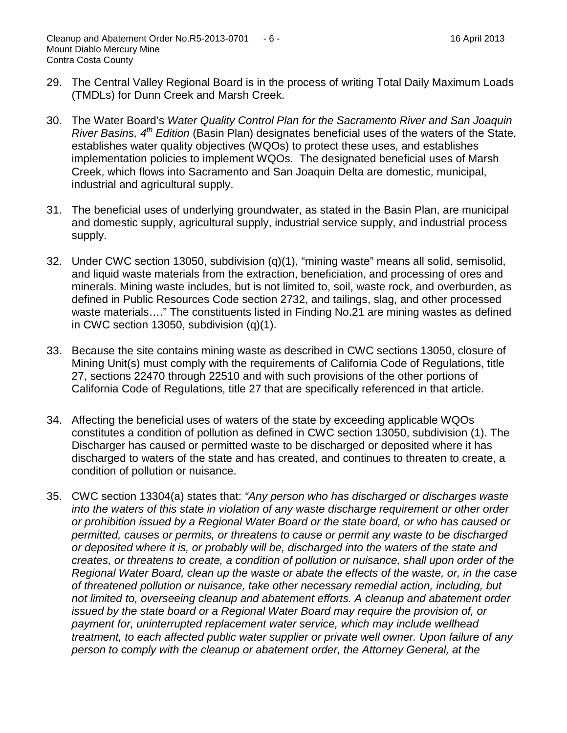29. The Central Valley Regional Board is in the process of writing Total Daily Maximum Loads (TMDLs) for Dunn Creek and Marsh Creek.

30. The Water Board's *Water Quality Control Plan for the Sacramento River and San Joaquin River Basins, 4th Edition* (Basin Plan) designates beneficial uses of the waters of the State, establishes water quality objectives (WQOs) to protect these uses, and establishes implementation policies to implement WQOs. The designated beneficial uses of Marsh Creek, which flows into Sacramento and San Joaquin Delta are domestic, municipal, industrial and agricultural supply.

31. The beneficial uses of underlying groundwater, as stated in the Basin Plan, are municipal and domestic supply, agricultural supply, industrial service supply, and industrial process supply.

32. Under CWC section 13050, subdivision (q)(1), "mining waste" means all solid, semisolid, and liquid waste materials from the extraction, beneficiation, and processing of ores and minerals. Mining waste includes, but is not limited to, soil, waste rock, and overburden, as defined in Public Resources Code section 2732, and tailings, slag, and other processed waste materials…." The constituents listed in Finding No.21 are mining wastes as defined in CWC section 13050, subdivision (q)(1).

33. Because the site contains mining waste as described in CWC sections 13050, closure of Mining Unit(s) must comply with the requirements of California Code of Regulations, title 27, sections 22470 through 22510 and with such provisions of the other portions of California Code of Regulations, title 27 that are specifically referenced in that article.

34. Affecting the beneficial uses of waters of the state by exceeding applicable WQOs constitutes a condition of pollution as defined in CWC section 13050, subdivision (1). The Discharger has caused or permitted waste to be discharged or deposited where it has discharged to waters of the state and has created, and continues to threaten to create, a condition of pollution or nuisance.

35. CWC section 13304(a) states that: *"Any person who has discharged or discharges waste into the waters of this state in violation of any waste discharge requirement or other order or prohibition issued by a Regional Water Board or the state board, or who has caused or permitted, causes or permits, or threatens to cause or permit any waste to be discharged or deposited where it is, or probably will be, discharged into the waters of the state and creates, or threatens to create, a condition of pollution or nuisance, shall upon order of the Regional Water Board, clean up the waste or abate the effects of the waste, or, in the case of threatened pollution or nuisance, take other necessary remedial action, including, but not limited to, overseeing cleanup and abatement efforts. A cleanup and abatement order issued by the state board or a Regional Water Board may require the provision of, or payment for, uninterrupted replacement water service, which may include wellhead treatment, to each affected public water supplier or private well owner. Upon failure of any person to comply with the cleanup or abatement order, the Attorney General, at the*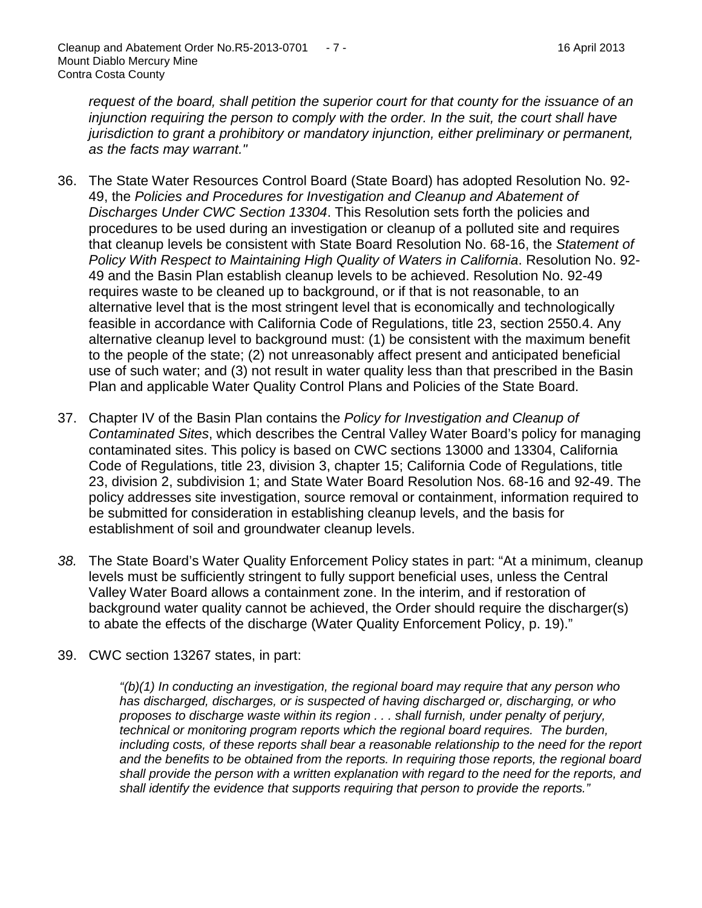*request of the board, shall petition the superior court for that county for the issuance of an injunction requiring the person to comply with the order. In the suit, the court shall have jurisdiction to grant a prohibitory or mandatory injunction, either preliminary or permanent, as the facts may warrant."*

36. The State Water Resources Control Board (State Board) has adopted Resolution No. 92-49, the *Policies and Procedures for Investigation and Cleanup and Abatement of Discharges Under CWC Section 13304*. This Resolution sets forth the policies and procedures to be used during an investigation or cleanup of a polluted site and requires that cleanup levels be consistent with State Board Resolution No. 68-16, the *Statement of Policy With Respect to Maintaining High Quality of Waters in California*. Resolution No. 92-49 and the Basin Plan establish cleanup levels to be achieved. Resolution No. 92-49 requires waste to be cleaned up to background, or if that is not reasonable, to an alternative level that is the most stringent level that is economically and technologically feasible in accordance with California Code of Regulations, title 23, section 2550.4. Any alternative cleanup level to background must: (1) be consistent with the maximum benefit to the people of the state; (2) not unreasonably affect present and anticipated beneficial use of such water; and (3) not result in water quality less than that prescribed in the Basin Plan and applicable Water Quality Control Plans and Policies of the State Board.

37. Chapter IV of the Basin Plan contains the *Policy for Investigation and Cleanup of Contaminated Sites*, which describes the Central Valley Water Board's policy for managing contaminated sites. This policy is based on CWC sections 13000 and 13304, California Code of Regulations, title 23, division 3, chapter 15; California Code of Regulations, title 23, division 2, subdivision 1; and State Water Board Resolution Nos. 68-16 and 92-49. The policy addresses site investigation, source removal or containment, information required to be submitted for consideration in establishing cleanup levels, and the basis for establishment of soil and groundwater cleanup levels.

38. The State Board's Water Quality Enforcement Policy states in part: "At a minimum, cleanup levels must be sufficiently stringent to fully support beneficial uses, unless the Central Valley Water Board allows a containment zone. In the interim, and if restoration of background water quality cannot be achieved, the Order should require the discharger(s) to abate the effects of the discharge (Water Quality Enforcement Policy, p. 19)."

39. CWC section 13267 states, in part:

    *"(b)(1) In conducting an investigation, the regional board may require that any person who has discharged, discharges, or is suspected of having discharged or, discharging, or who proposes to discharge waste within its region . . . shall furnish, under penalty of perjury, technical or monitoring program reports which the regional board requires. The burden, including costs, of these reports shall bear a reasonable relationship to the need for the report and the benefits to be obtained from the reports. In requiring those reports, the regional board shall provide the person with a written explanation with regard to the need for the reports, and shall identify the evidence that supports requiring that person to provide the reports."*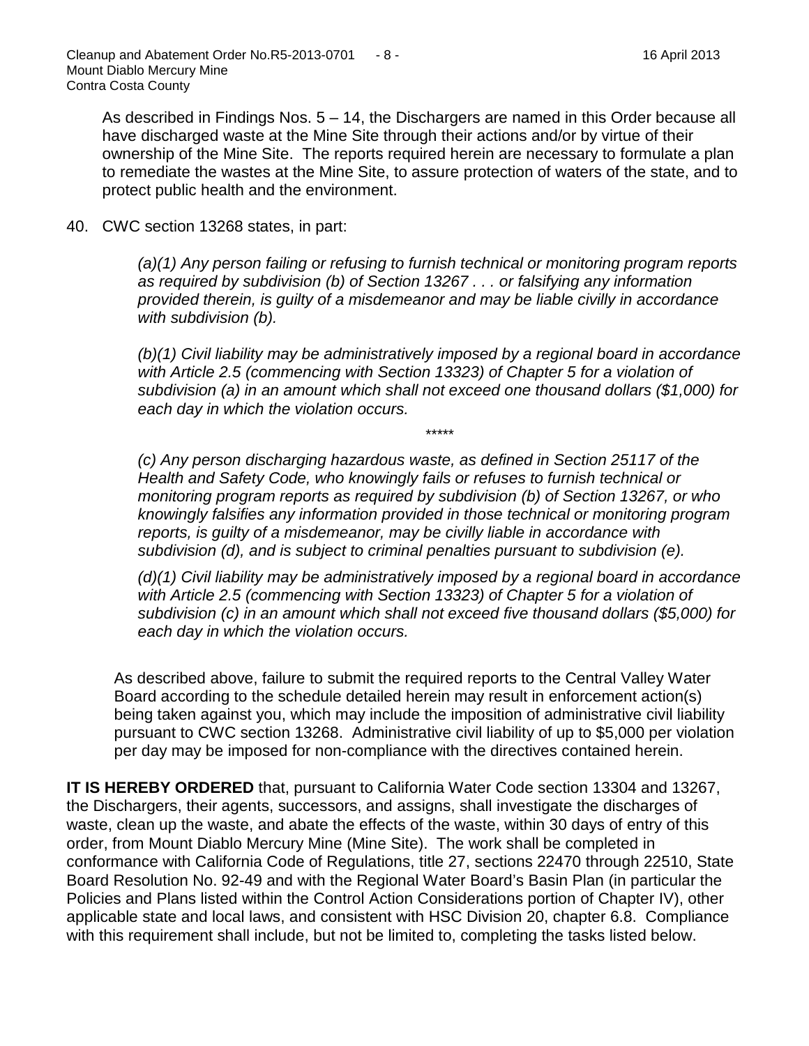As described in Findings Nos. 5 – 14, the Dischargers are named in this Order because all have discharged waste at the Mine Site through their actions and/or by virtue of their ownership of the Mine Site. The reports required herein are necessary to formulate a plan to remediate the wastes at the Mine Site, to assure protection of waters of the state, and to protect public health and the environment.

40. CWC section 13268 states, in part:

    *(a)(1) Any person failing or refusing to furnish technical or monitoring program reports as required by subdivision (b) of Section 13267 . . . or falsifying any information provided therein, is guilty of a misdemeanor and may be liable civilly in accordance with subdivision (b).*

    *(b)(1) Civil liability may be administratively imposed by a regional board in accordance with Article 2.5 (commencing with Section 13323) of Chapter 5 for a violation of subdivision (a) in an amount which shall not exceed one thousand dollars ($1,000) for each day in which the violation occurs.*

    *\*\*\*\*\**

    *(c) Any person discharging hazardous waste, as defined in Section 25117 of the Health and Safety Code, who knowingly fails or refuses to furnish technical or monitoring program reports as required by subdivision (b) of Section 13267, or who knowingly falsifies any information provided in those technical or monitoring program reports, is guilty of a misdemeanor, may be civilly liable in accordance with subdivision (d), and is subject to criminal penalties pursuant to subdivision (e).*

    *(d)(1) Civil liability may be administratively imposed by a regional board in accordance with Article 2.5 (commencing with Section 13323) of Chapter 5 for a violation of subdivision (c) in an amount which shall not exceed five thousand dollars ($5,000) for each day in which the violation occurs.*

    As described above, failure to submit the required reports to the Central Valley Water Board according to the schedule detailed herein may result in enforcement action(s) being taken against you, which may include the imposition of administrative civil liability pursuant to CWC section 13268. Administrative civil liability of up to $5,000 per violation per day may be imposed for non-compliance with the directives contained herein.

**IT IS HEREBY ORDERED** that, pursuant to California Water Code section 13304 and 13267, the Dischargers, their agents, successors, and assigns, shall investigate the discharges of waste, clean up the waste, and abate the effects of the waste, within 30 days of entry of this order, from Mount Diablo Mercury Mine (Mine Site). The work shall be completed in conformance with California Code of Regulations, title 27, sections 22470 through 22510, State Board Resolution No. 92-49 and with the Regional Water Board's Basin Plan (in particular the Policies and Plans listed within the Control Action Considerations portion of Chapter IV), other applicable state and local laws, and consistent with HSC Division 20, chapter 6.8. Compliance with this requirement shall include, but not be limited to, completing the tasks listed below.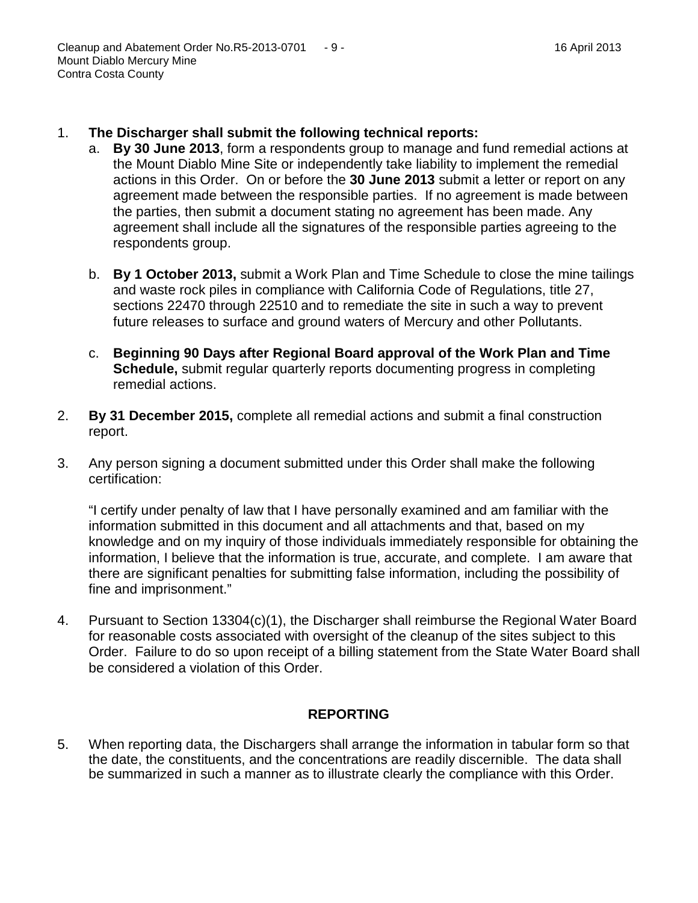1. **The Discharger shall submit the following technical reports:**
   a. **By 30 June 2013**, form a respondents group to manage and fund remedial actions at the Mount Diablo Mine Site or independently take liability to implement the remedial actions in this Order. On or before the **30 June 2013** submit a letter or report on any agreement made between the responsible parties. If no agreement is made between the parties, then submit a document stating no agreement has been made. Any agreement shall include all the signatures of the responsible parties agreeing to the respondents group.

   b. **By 1 October 2013,** submit a Work Plan and Time Schedule to close the mine tailings and waste rock piles in compliance with California Code of Regulations, title 27, sections 22470 through 22510 and to remediate the site in such a way to prevent future releases to surface and ground waters of Mercury and other Pollutants.

   c. **Beginning 90 Days after Regional Board approval of the Work Plan and Time Schedule,** submit regular quarterly reports documenting progress in completing remedial actions.

2. **By 31 December 2015,** complete all remedial actions and submit a final construction report.

3. Any person signing a document submitted under this Order shall make the following certification:

   "I certify under penalty of law that I have personally examined and am familiar with the information submitted in this document and all attachments and that, based on my knowledge and on my inquiry of those individuals immediately responsible for obtaining the information, I believe that the information is true, accurate, and complete. I am aware that there are significant penalties for submitting false information, including the possibility of fine and imprisonment."

4. Pursuant to Section 13304(c)(1), the Discharger shall reimburse the Regional Water Board for reasonable costs associated with oversight of the cleanup of the sites subject to this Order. Failure to do so upon receipt of a billing statement from the State Water Board shall be considered a violation of this Order.

## REPORTING

5. When reporting data, the Dischargers shall arrange the information in tabular form so that the date, the constituents, and the concentrations are readily discernible. The data shall be summarized in such a manner as to illustrate clearly the compliance with this Order.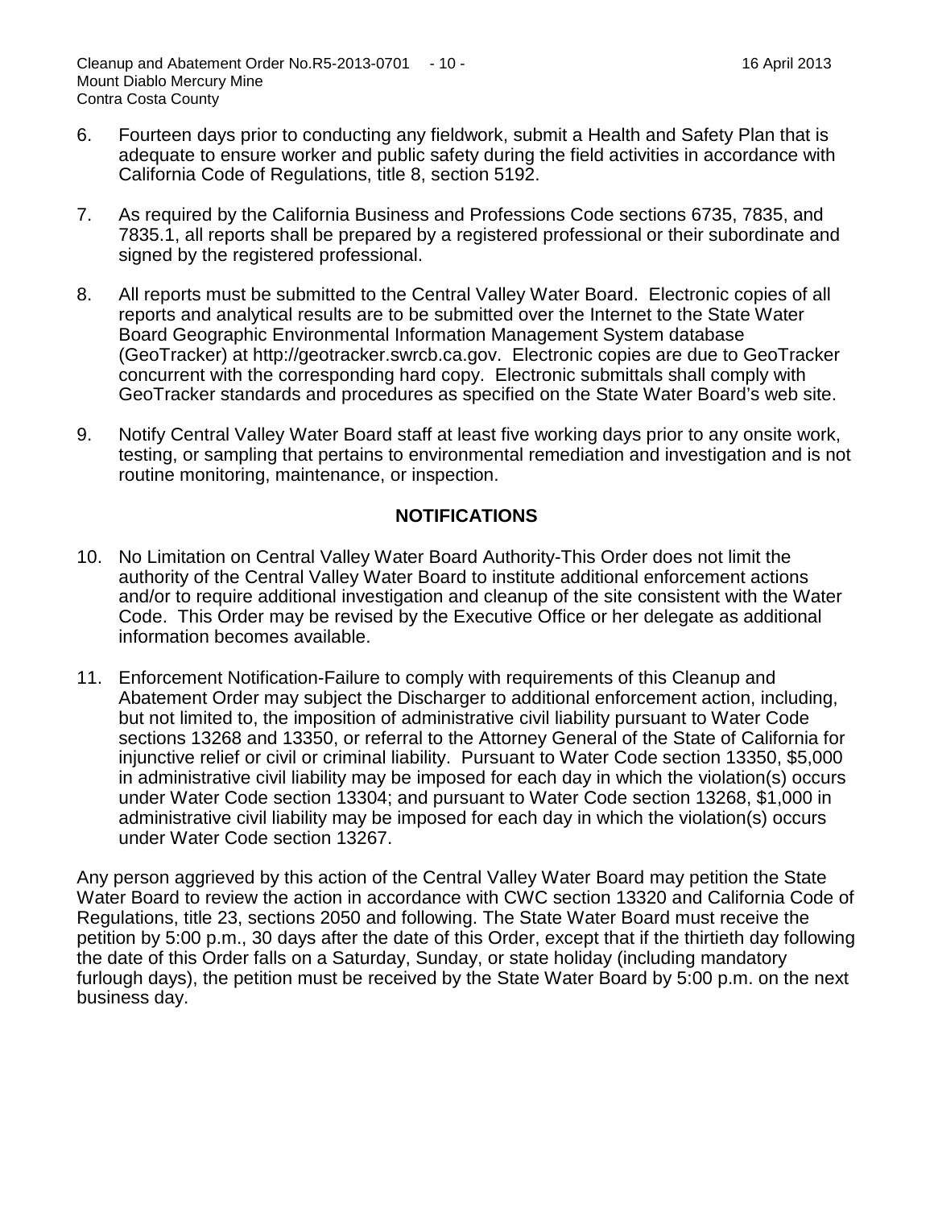6. Fourteen days prior to conducting any fieldwork, submit a Health and Safety Plan that is adequate to ensure worker and public safety during the field activities in accordance with California Code of Regulations, title 8, section 5192.

7. As required by the California Business and Professions Code sections 6735, 7835, and 7835.1, all reports shall be prepared by a registered professional or their subordinate and signed by the registered professional.

8. All reports must be submitted to the Central Valley Water Board. Electronic copies of all reports and analytical results are to be submitted over the Internet to the State Water Board Geographic Environmental Information Management System database (GeoTracker) at http://geotracker.swrcb.ca.gov. Electronic copies are due to GeoTracker concurrent with the corresponding hard copy. Electronic submittals shall comply with GeoTracker standards and procedures as specified on the State Water Board's web site.

9. Notify Central Valley Water Board staff at least five working days prior to any onsite work, testing, or sampling that pertains to environmental remediation and investigation and is not routine monitoring, maintenance, or inspection.

## NOTIFICATIONS

10. No Limitation on Central Valley Water Board Authority-This Order does not limit the authority of the Central Valley Water Board to institute additional enforcement actions and/or to require additional investigation and cleanup of the site consistent with the Water Code. This Order may be revised by the Executive Office or her delegate as additional information becomes available.

11. Enforcement Notification-Failure to comply with requirements of this Cleanup and Abatement Order may subject the Discharger to additional enforcement action, including, but not limited to, the imposition of administrative civil liability pursuant to Water Code sections 13268 and 13350, or referral to the Attorney General of the State of California for injunctive relief or civil or criminal liability. Pursuant to Water Code section 13350, $5,000 in administrative civil liability may be imposed for each day in which the violation(s) occurs under Water Code section 13304; and pursuant to Water Code section 13268, $1,000 in administrative civil liability may be imposed for each day in which the violation(s) occurs under Water Code section 13267.

Any person aggrieved by this action of the Central Valley Water Board may petition the State Water Board to review the action in accordance with CWC section 13320 and California Code of Regulations, title 23, sections 2050 and following. The State Water Board must receive the petition by 5:00 p.m., 30 days after the date of this Order, except that if the thirtieth day following the date of this Order falls on a Saturday, Sunday, or state holiday (including mandatory furlough days), the petition must be received by the State Water Board by 5:00 p.m. on the next business day.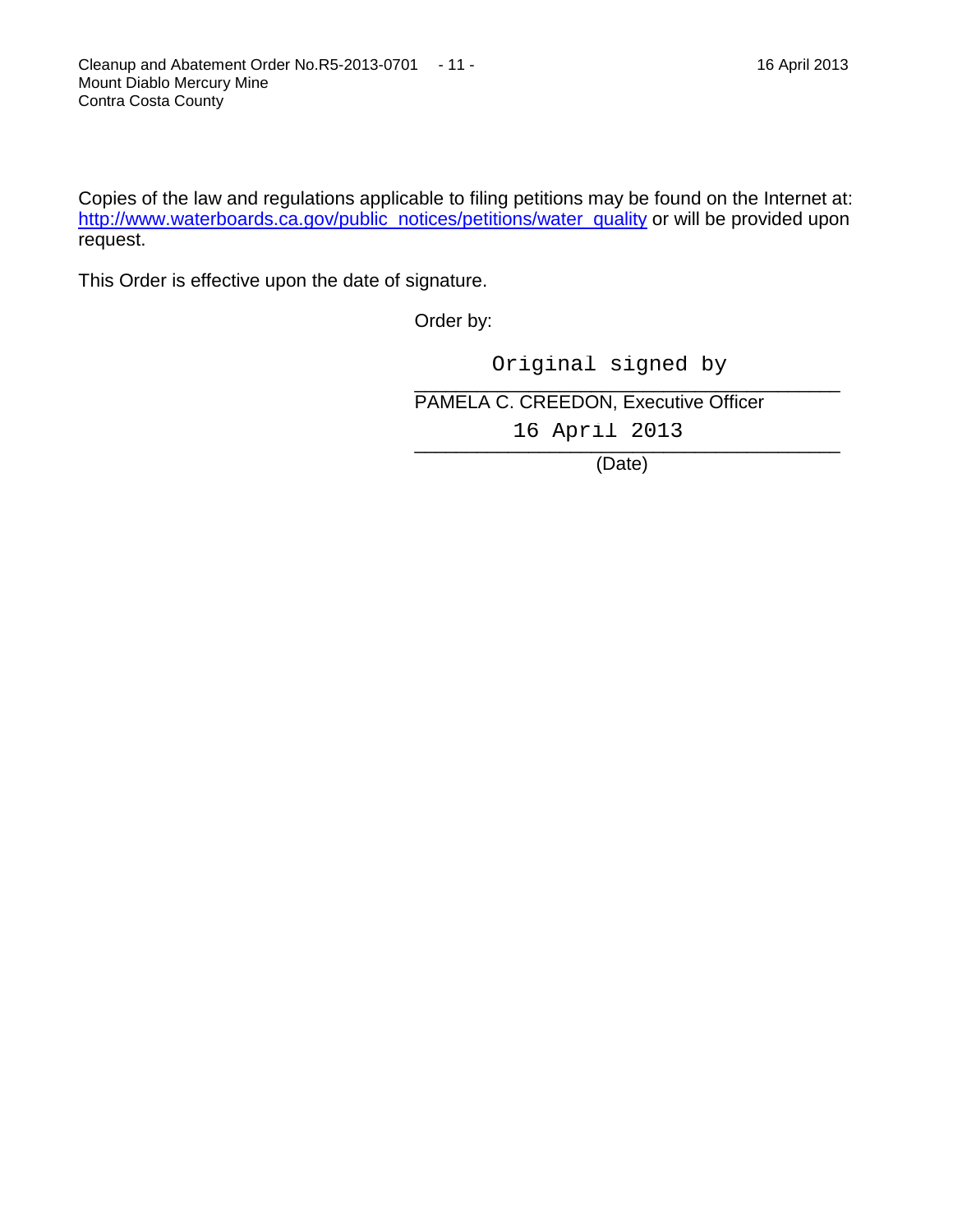Copies of the law and regulations applicable to filing petitions may be found on the Internet at: [http://www.waterboards.ca.gov/public_notices/petitions/water_quality](http://www.waterboards.ca.gov/public_notices/petitions/water_quality) or will be provided upon request.

This Order is effective upon the date of signature.

Order by:

Original signed by

PAMELA C. CREEDON, Executive Officer

16 April 2013

(Date)